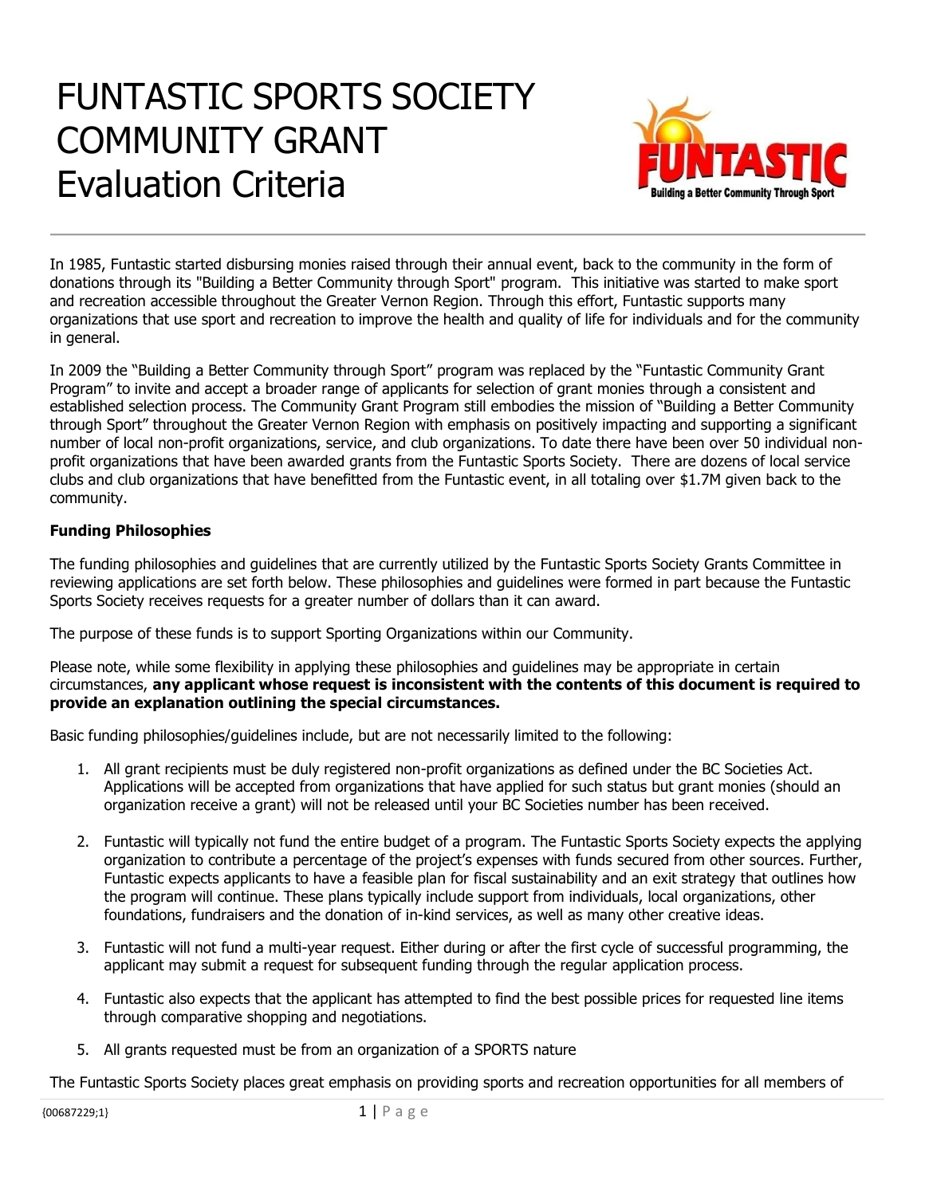# FUNTASTIC SPORTS SOCIETY COMMUNITY GRANT Evaluation Criteria

In 1985, Funtastic started disbursing monies raised through their annual event, back to the community in the form of donations through its "Building a Better Community through Sport" program. This initiative was started to make sport and recreation accessible throughout the Greater Vernon Region. Through this effort, Funtastic supports many organizations that use sport and recreation to improve the health and quality of life for individuals and for the community in general.

In 2009 the "Building a Better Community through Sport" program was replaced by the "Funtastic Community Grant Program" to invite and accept a broader range of applicants for selection of grant monies through a consistent and established selection process. The Community Grant Program still embodies the mission of "Building a Better Community through Sport" throughout the Greater Vernon Region with emphasis on positively impacting and supporting a significant number of local non-profit organizations, service, and club organizations. To date there have been over 50 individual non-profit organizations that have been awarded grants from the Funtastic Sports Society. There are dozens of local service clubs and club organizations that have benefitted from the Funtastic event, in all totaling over $1.7M given back to the community.

**Funding Philosophies**

The funding philosophies and guidelines that are currently utilized by the Funtastic Sports Society Grants Committee in reviewing applications are set forth below. These philosophies and guidelines were formed in part because the Funtastic Sports Society receives requests for a greater number of dollars than it can award.

The purpose of these funds is to support Sporting Organizations within our Community.

Please note, while some flexibility in applying these philosophies and guidelines may be appropriate in certain circumstances, **any applicant whose request is inconsistent with the contents of this document is required to provide an explanation outlining the special circumstances.**

Basic funding philosophies/guidelines include, but are not necessarily limited to the following:

1. All grant recipients must be duly registered non-profit organizations as defined under the BC Societies Act. Applications will be accepted from organizations that have applied for such status but grant monies (should an organization receive a grant) will not be released until your BC Societies number has been received.

2. Funtastic will typically not fund the entire budget of a program. The Funtastic Sports Society expects the applying organization to contribute a percentage of the project's expenses with funds secured from other sources. Further, Funtastic expects applicants to have a feasible plan for fiscal sustainability and an exit strategy that outlines how the program will continue. These plans typically include support from individuals, local organizations, other foundations, fundraisers and the donation of in-kind services, as well as many other creative ideas.

3. Funtastic will not fund a multi-year request. Either during or after the first cycle of successful programming, the applicant may submit a request for subsequent funding through the regular application process.

4. Funtastic also expects that the applicant has attempted to find the best possible prices for requested line items through comparative shopping and negotiations.

5. All grants requested must be from an organization of a SPORTS nature

The Funtastic Sports Society places great emphasis on providing sports and recreation opportunities for all members of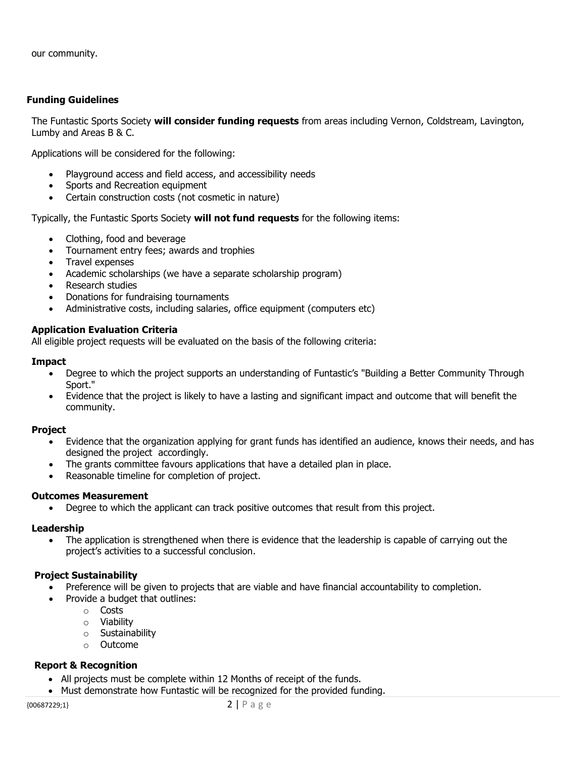our community.

## Funding Guidelines

The Funtastic Sports Society **will consider funding requests** from areas including Vernon, Coldstream, Lavington, Lumby and Areas B & C.

Applications will be considered for the following:

- Playground access and field access, and accessibility needs
- Sports and Recreation equipment
- Certain construction costs (not cosmetic in nature)

Typically, the Funtastic Sports Society **will not fund requests** for the following items:

- Clothing, food and beverage
- Tournament entry fees; awards and trophies
- Travel expenses
- Academic scholarships (we have a separate scholarship program)
- Research studies
- Donations for fundraising tournaments
- Administrative costs, including salaries, office equipment (computers etc)

### Application Evaluation Criteria

All eligible project requests will be evaluated on the basis of the following criteria:

#### Impact

- Degree to which the project supports an understanding of Funtastic's "Building a Better Community Through Sport."
- Evidence that the project is likely to have a lasting and significant impact and outcome that will benefit the community.

#### Project

- Evidence that the organization applying for grant funds has identified an audience, knows their needs, and has designed the project accordingly.
- The grants committee favours applications that have a detailed plan in place.
- Reasonable timeline for completion of project.

#### Outcomes Measurement

- Degree to which the applicant can track positive outcomes that result from this project.

#### Leadership

- The application is strengthened when there is evidence that the leadership is capable of carrying out the project's activities to a successful conclusion.

#### Project Sustainability

- Preference will be given to projects that are viable and have financial accountability to completion.
- Provide a budget that outlines:
  - Costs
  - Viability
  - Sustainability
  - Outcome

#### Report & Recognition

- All projects must be complete within 12 Months of receipt of the funds.
- Must demonstrate how Funtastic will be recognized for the provided funding.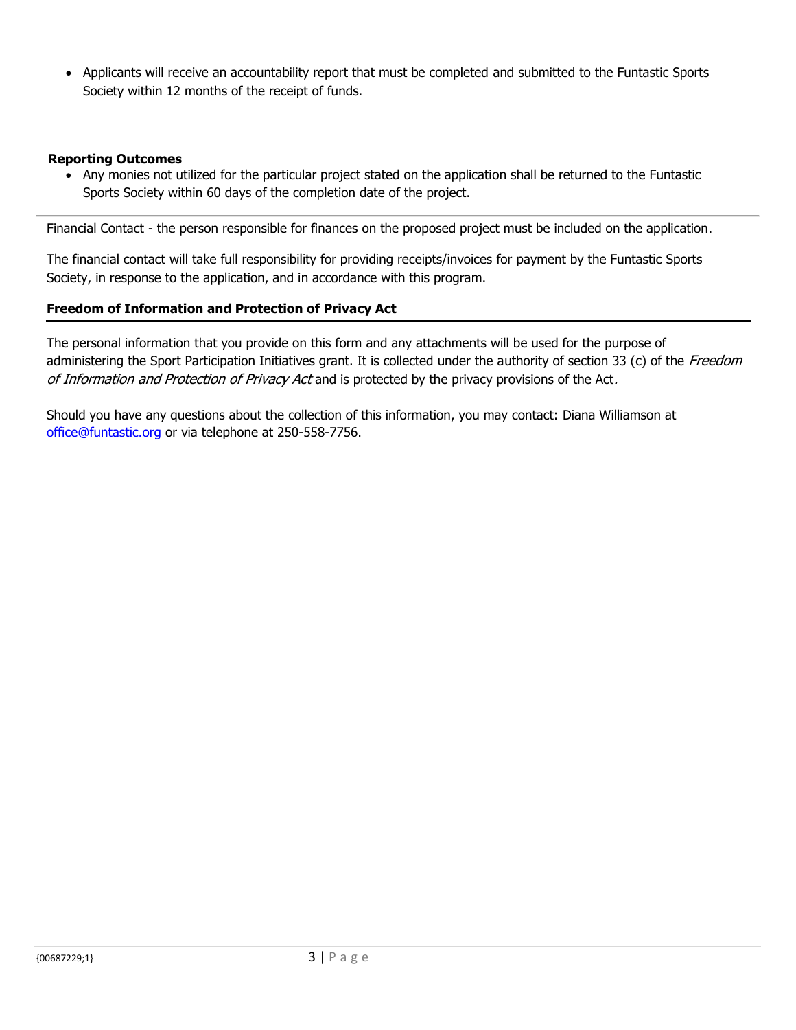- Applicants will receive an accountability report that must be completed and submitted to the Funtastic Sports Society within 12 months of the receipt of funds.

**Reporting Outcomes**

- Any monies not utilized for the particular project stated on the application shall be returned to the Funtastic Sports Society within 60 days of the completion date of the project.

---

Financial Contact - the person responsible for finances on the proposed project must be included on the application.

The financial contact will take full responsibility for providing receipts/invoices for payment by the Funtastic Sports Society, in response to the application, and in accordance with this program.

**Freedom of Information and Protection of Privacy Act**

The personal information that you provide on this form and any attachments will be used for the purpose of administering the Sport Participation Initiatives grant. It is collected under the authority of section 33 (c) of the *Freedom of Information and Protection of Privacy Act* and is protected by the privacy provisions of the Act.

Should you have any questions about the collection of this information, you may contact: Diana Williamson at office@funtastic.org or via telephone at 250-558-7756.

{00687229;1}